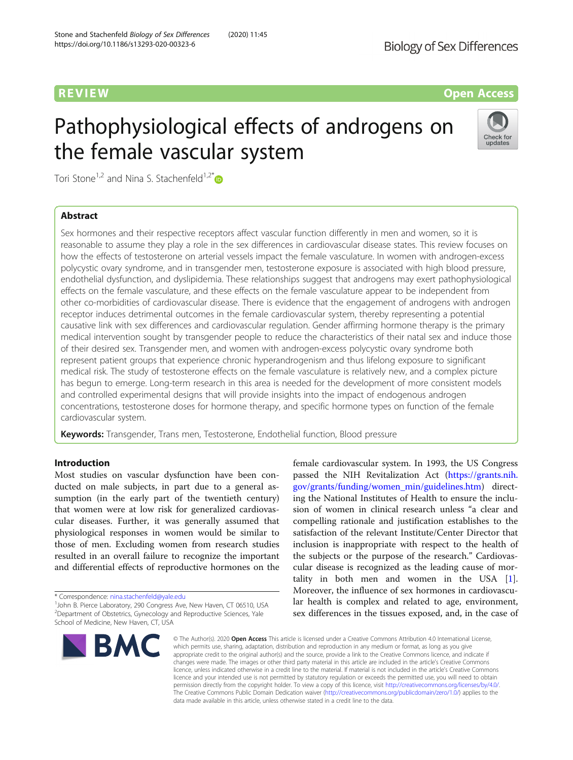REVIEW

Open Access

# Pathophysiological effects of androgens on the female vascular system

Tori Stone[1,2] and Nina S. Stachenfeld[1,2*]

## Abstract

Sex hormones and their respective receptors affect vascular function differently in men and women, so it is reasonable to assume they play a role in the sex differences in cardiovascular disease states. This review focuses on how the effects of testosterone on arterial vessels impact the female vasculature. In women with androgen-excess polycystic ovary syndrome, and in transgender men, testosterone exposure is associated with high blood pressure, endothelial dysfunction, and dyslipidemia. These relationships suggest that androgens may exert pathophysiological effects on the female vasculature, and these effects on the female vasculature appear to be independent from other co-morbidities of cardiovascular disease. There is evidence that the engagement of androgens with androgen receptor induces detrimental outcomes in the female cardiovascular system, thereby representing a potential causative link with sex differences and cardiovascular regulation. Gender affirming hormone therapy is the primary medical intervention sought by transgender people to reduce the characteristics of their natal sex and induce those of their desired sex. Transgender men, and women with androgen-excess polycystic ovary syndrome both represent patient groups that experience chronic hyperandrogenism and thus lifelong exposure to significant medical risk. The study of testosterone effects on the female vasculature is relatively new, and a complex picture has begun to emerge. Long-term research in this area is needed for the development of more consistent models and controlled experimental designs that will provide insights into the impact of endogenous androgen concentrations, testosterone doses for hormone therapy, and specific hormone types on function of the female cardiovascular system.

**Keywords:** Transgender, Trans men, Testosterone, Endothelial function, Blood pressure

## Introduction

Most studies on vascular dysfunction have been conducted on male subjects, in part due to a general assumption (in the early part of the twentieth century) that women were at low risk for generalized cardiovascular diseases. Further, it was generally assumed that physiological responses in women would be similar to those of men. Excluding women from research studies resulted in an overall failure to recognize the important and differential effects of reproductive hormones on the female cardiovascular system. In 1993, the US Congress passed the NIH Revitalization Act (https://grants.nih.gov/grants/funding/women_min/guidelines.htm) directing the National Institutes of Health to ensure the inclusion of women in clinical research unless "a clear and compelling rationale and justification establishes to the satisfaction of the relevant Institute/Center Director that inclusion is inappropriate with respect to the health of the subjects or the purpose of the research." Cardiovascular disease is recognized as the leading cause of mortality in both men and women in the USA [1]. Moreover, the influence of sex hormones in cardiovascular health is complex and related to age, environment, sex differences in the tissues exposed, and, in the case of

\* Correspondence: nina.stachenfeld@yale.edu
[1]John B. Pierce Laboratory, 290 Congress Ave, New Haven, CT 06510, USA
[2]Department of Obstetrics, Gynecology and Reproductive Sciences, Yale School of Medicine, New Haven, CT, USA

© The Author(s). 2020 **Open Access** This article is licensed under a Creative Commons Attribution 4.0 International License, which permits use, sharing, adaptation, distribution and reproduction in any medium or format, as long as you give appropriate credit to the original author(s) and the source, provide a link to the Creative Commons licence, and indicate if changes were made. The images or other third party material in this article are included in the article's Creative Commons licence, unless indicated otherwise in a credit line to the material. If material is not included in the article's Creative Commons licence and your intended use is not permitted by statutory regulation or exceeds the permitted use, you will need to obtain permission directly from the copyright holder. To view a copy of this licence, visit http://creativecommons.org/licenses/by/4.0/. The Creative Commons Public Domain Dedication waiver (http://creativecommons.org/publicdomain/zero/1.0/) applies to the data made available in this article, unless otherwise stated in a credit line to the data.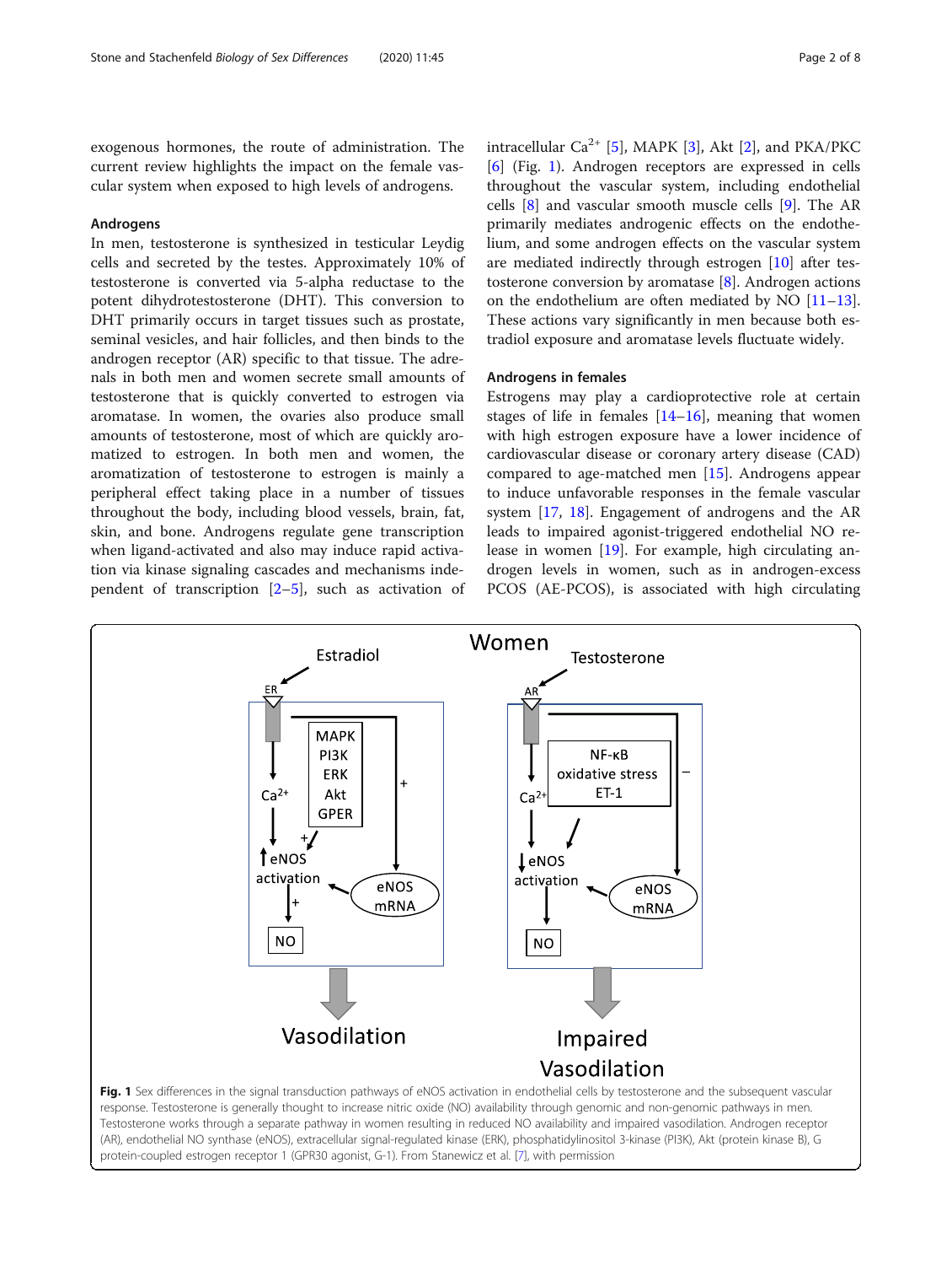exogenous hormones, the route of administration. The current review highlights the impact on the female vascular system when exposed to high levels of androgens.

## Androgens

In men, testosterone is synthesized in testicular Leydig cells and secreted by the testes. Approximately 10% of testosterone is converted via 5-alpha reductase to the potent dihydrotestosterone (DHT). This conversion to DHT primarily occurs in target tissues such as prostate, seminal vesicles, and hair follicles, and then binds to the androgen receptor (AR) specific to that tissue. The adrenals in both men and women secrete small amounts of testosterone that is quickly converted to estrogen via aromatase. In women, the ovaries also produce small amounts of testosterone, most of which are quickly aromatized to estrogen. In both men and women, the aromatization of testosterone to estrogen is mainly a peripheral effect taking place in a number of tissues throughout the body, including blood vessels, brain, fat, skin, and bone. Androgens regulate gene transcription when ligand-activated and also may induce rapid activation via kinase signaling cascades and mechanisms independent of transcription [2–5], such as activation of intracellular $Ca^{2+}$ [5], MAPK [3], Akt [2], and PKA/PKC [6] (Fig. 1). Androgen receptors are expressed in cells throughout the vascular system, including endothelial cells [8] and vascular smooth muscle cells [9]. The AR primarily mediates androgenic effects on the endothelium, and some androgen effects on the vascular system are mediated indirectly through estrogen [10] after testosterone conversion by aromatase [8]. Androgen actions on the endothelium are often mediated by NO [11–13]. These actions vary significantly in men because both estradiol exposure and aromatase levels fluctuate widely.

## Androgens in females

Estrogens may play a cardioprotective role at certain stages of life in females [14–16], meaning that women with high estrogen exposure have a lower incidence of cardiovascular disease or coronary artery disease (CAD) compared to age-matched men [15]. Androgens appear to induce unfavorable responses in the female vascular system [17, 18]. Engagement of androgens and the AR leads to impaired agonist-triggered endothelial NO release in women [19]. For example, high circulating androgen levels in women, such as in androgen-excess PCOS (AE-PCOS), is associated with high circulating

**Fig. 1** Sex differences in the signal transduction pathways of eNOS activation in endothelial cells by testosterone and the subsequent vascular response. Testosterone is generally thought to increase nitric oxide (NO) availability through genomic and non-genomic pathways in men. Testosterone works through a separate pathway in women resulting in reduced NO availability and impaired vasodilation. Androgen receptor (AR), endothelial NO synthase (eNOS), extracellular signal-regulated kinase (ERK), phosphatidylinositol 3-kinase (PI3K), Akt (protein kinase B), G protein-coupled estrogen receptor 1 (GPR30 agonist, G-1). From Stanewicz et al. [7], with permission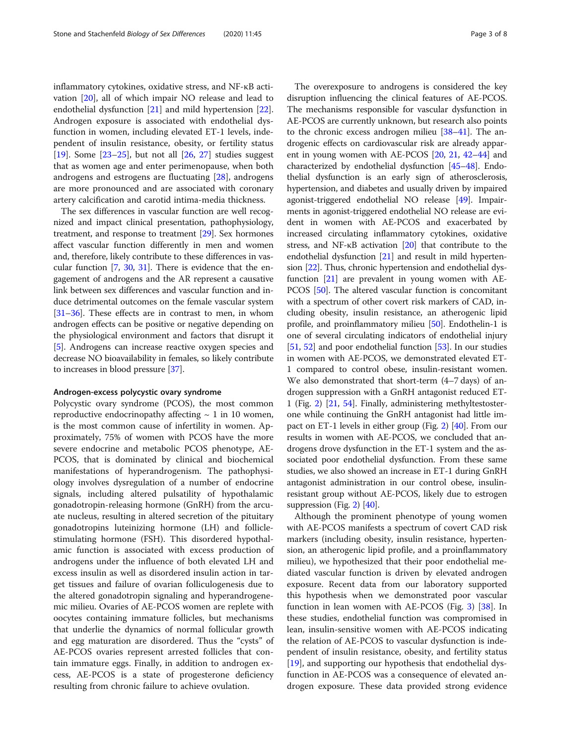inflammatory cytokines, oxidative stress, and NF-κB activation [20], all of which impair NO release and lead to endothelial dysfunction [21] and mild hypertension [22]. Androgen exposure is associated with endothelial dysfunction in women, including elevated ET-1 levels, independent of insulin resistance, obesity, or fertility status [19]. Some [23–25], but not all [26, 27] studies suggest that as women age and enter perimenopause, when both androgens and estrogens are fluctuating [28], androgens are more pronounced and are associated with coronary artery calcification and carotid intima-media thickness.

The sex differences in vascular function are well recognized and impact clinical presentation, pathophysiology, treatment, and response to treatment [29]. Sex hormones affect vascular function differently in men and women and, therefore, likely contribute to these differences in vascular function [7, 30, 31]. There is evidence that the engagement of androgens and the AR represent a causative link between sex differences and vascular function and induce detrimental outcomes on the female vascular system [31–36]. These effects are in contrast to men, in whom androgen effects can be positive or negative depending on the physiological environment and factors that disrupt it [5]. Androgens can increase reactive oxygen species and decrease NO bioavailability in females, so likely contribute to increases in blood pressure [37].

#### Androgen-excess polycystic ovary syndrome

Polycystic ovary syndrome (PCOS), the most common reproductive endocrinopathy affecting ~ 1 in 10 women, is the most common cause of infertility in women. Approximately, 75% of women with PCOS have the more severe endocrine and metabolic PCOS phenotype, AE-PCOS, that is dominated by clinical and biochemical manifestations of hyperandrogenism. The pathophysiology involves dysregulation of a number of endocrine signals, including altered pulsatility of hypothalamic gonadotropin-releasing hormone (GnRH) from the arcuate nucleus, resulting in altered secretion of the pituitary gonadotropins luteinizing hormone (LH) and follicle-stimulating hormone (FSH). This disordered hypothalamic function is associated with excess production of androgens under the influence of both elevated LH and excess insulin as well as disordered insulin action in target tissues and failure of ovarian folliculogenesis due to the altered gonadotropin signaling and hyperandrogenemic milieu. Ovaries of AE-PCOS women are replete with oocytes containing immature follicles, but mechanisms that underlie the dynamics of normal follicular growth and egg maturation are disordered. Thus the "cysts" of AE-PCOS ovaries represent arrested follicles that contain immature eggs. Finally, in addition to androgen excess, AE-PCOS is a state of progesterone deficiency resulting from chronic failure to achieve ovulation.

The overexposure to androgens is considered the key disruption influencing the clinical features of AE-PCOS. The mechanisms responsible for vascular dysfunction in AE-PCOS are currently unknown, but research also points to the chronic excess androgen milieu [38–41]. The androgenic effects on cardiovascular risk are already apparent in young women with AE-PCOS [20, 21, 42–44] and characterized by endothelial dysfunction [45–48]. Endothelial dysfunction is an early sign of atherosclerosis, hypertension, and diabetes and usually driven by impaired agonist-triggered endothelial NO release [49]. Impairments in agonist-triggered endothelial NO release are evident in women with AE-PCOS and exacerbated by increased circulating inflammatory cytokines, oxidative stress, and NF-κB activation [20] that contribute to the endothelial dysfunction [21] and result in mild hypertension [22]. Thus, chronic hypertension and endothelial dysfunction [21] are prevalent in young women with AE-PCOS [50]. The altered vascular function is concomitant with a spectrum of other covert risk markers of CAD, including obesity, insulin resistance, an atherogenic lipid profile, and proinflammatory milieu [50]. Endothelin-1 is one of several circulating indicators of endothelial injury [51, 52] and poor endothelial function [53]. In our studies in women with AE-PCOS, we demonstrated elevated ET-1 compared to control obese, insulin-resistant women. We also demonstrated that short-term (4–7 days) of androgen suppression with a GnRH antagonist reduced ET-1 (Fig. 2) [21, 54]. Finally, administering methyltestosterone while continuing the GnRH antagonist had little impact on ET-1 levels in either group (Fig. 2) [40]. From our results in women with AE-PCOS, we concluded that androgens drove dysfunction in the ET-1 system and the associated poor endothelial dysfunction. From these same studies, we also showed an increase in ET-1 during GnRH antagonist administration in our control obese, insulin-resistant group without AE-PCOS, likely due to estrogen suppression (Fig. 2) [40].

Although the prominent phenotype of young women with AE-PCOS manifests a spectrum of covert CAD risk markers (including obesity, insulin resistance, hypertension, an atherogenic lipid profile, and a proinflammatory milieu), we hypothesized that their poor endothelial mediated vascular function is driven by elevated androgen exposure. Recent data from our laboratory supported this hypothesis when we demonstrated poor vascular function in lean women with AE-PCOS (Fig. 3) [38]. In these studies, endothelial function was compromised in lean, insulin-sensitive women with AE-PCOS indicating the relation of AE-PCOS to vascular dysfunction is independent of insulin resistance, obesity, and fertility status [19], and supporting our hypothesis that endothelial dysfunction in AE-PCOS was a consequence of elevated androgen exposure. These data provided strong evidence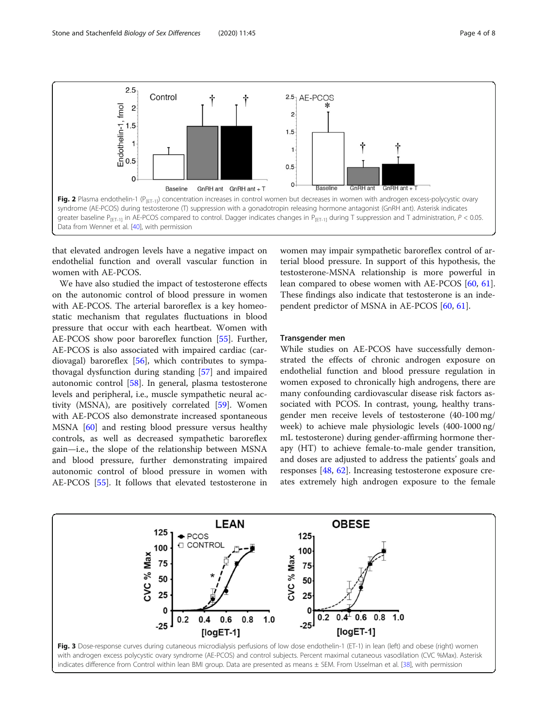Fig. 2 Plasma endothelin-1 ($P_{[ET-1]}$) concentration increases in control women but decreases in women with androgen excess-polycystic ovary syndrome (AE-PCOS) during testosterone (T) suppression with a gonadotropin releasing hormone antagonist (GnRH ant). Asterisk indicates greater baseline $P_{[ET-1]}$ in AE-PCOS compared to control. Dagger indicates changes in $P_{[ET-1]}$ during T suppression and T administration, $P < 0.05$. Data from Wenner et al. [40], with permission

that elevated androgen levels have a negative impact on endothelial function and overall vascular function in women with AE-PCOS.

We have also studied the impact of testosterone effects on the autonomic control of blood pressure in women with AE-PCOS. The arterial baroreflex is a key homeostatic mechanism that regulates fluctuations in blood pressure that occur with each heartbeat. Women with AE-PCOS show poor baroreflex function [55]. Further, AE-PCOS is also associated with impaired cardiac (cardiovagal) baroreflex [56], which contributes to sympathovagal dysfunction during standing [57] and impaired autonomic control [58]. In general, plasma testosterone levels and peripheral, i.e., muscle sympathetic neural activity (MSNA), are positively correlated [59]. Women with AE-PCOS also demonstrate increased spontaneous MSNA [60] and resting blood pressure versus healthy controls, as well as decreased sympathetic baroreflex gain—i.e., the slope of the relationship between MSNA and blood pressure, further demonstrating impaired autonomic control of blood pressure in women with AE-PCOS [55]. It follows that elevated testosterone in women may impair sympathetic baroreflex control of arterial blood pressure. In support of this hypothesis, the testosterone-MSNA relationship is more powerful in lean compared to obese women with AE-PCOS [60, 61]. These findings also indicate that testosterone is an independent predictor of MSNA in AE-PCOS [60, 61].

### Transgender men

While studies on AE-PCOS have successfully demonstrated the effects of chronic androgen exposure on endothelial function and blood pressure regulation in women exposed to chronically high androgens, there are many confounding cardiovascular disease risk factors associated with PCOS. In contrast, young, healthy transgender men receive levels of testosterone (40-100 mg/week) to achieve male physiologic levels (400-1000 ng/mL testosterone) during gender-affirming hormone therapy (HT) to achieve female-to-male gender transition, and doses are adjusted to address the patients' goals and responses [48, 62]. Increasing testosterone exposure creates extremely high androgen exposure to the female

Fig. 3 Dose-response curves during cutaneous microdialysis perfusions of low dose endothelin-1 (ET-1) in lean (left) and obese (right) women with androgen excess polycystic ovary syndrome (AE-PCOS) and control subjects. Percent maximal cutaneous vasodilation (CVC %Max). Asterisk indicates difference from Control within lean BMI group. Data are presented as means ± SEM. From Usselman et al. [38], with permission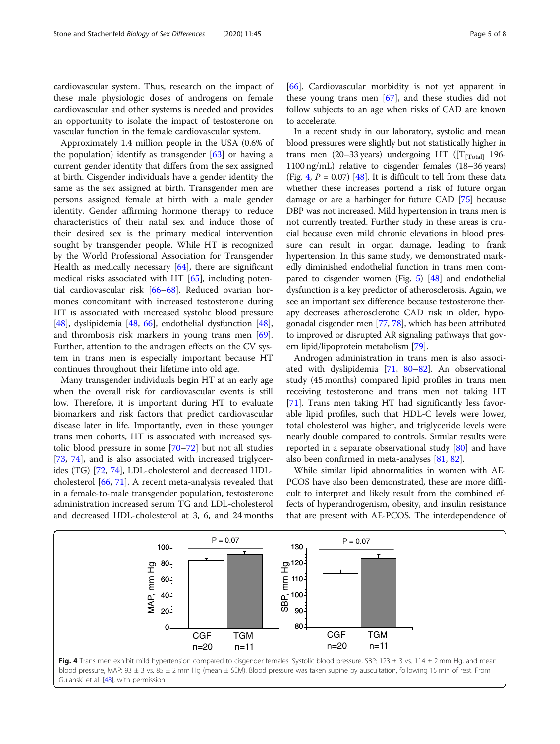cardiovascular system. Thus, research on the impact of these male physiologic doses of androgens on female cardiovascular and other systems is needed and provides an opportunity to isolate the impact of testosterone on vascular function in the female cardiovascular system.

Approximately 1.4 million people in the USA (0.6% of the population) identify as transgender [63] or having a current gender identity that differs from the sex assigned at birth. Cisgender individuals have a gender identity the same as the sex assigned at birth. Transgender men are persons assigned female at birth with a male gender identity. Gender affirming hormone therapy to reduce characteristics of their natal sex and induce those of their desired sex is the primary medical intervention sought by transgender people. While HT is recognized by the World Professional Association for Transgender Health as medically necessary [64], there are significant medical risks associated with HT [65], including potential cardiovascular risk [66–68]. Reduced ovarian hormones concomitant with increased testosterone during HT is associated with increased systolic blood pressure [48], dyslipidemia [48, 66], endothelial dysfunction [48], and thrombosis risk markers in young trans men [69]. Further, attention to the androgen effects on the CV system in trans men is especially important because HT continues throughout their lifetime into old age.

Many transgender individuals begin HT at an early age when the overall risk for cardiovascular events is still low. Therefore, it is important during HT to evaluate biomarkers and risk factors that predict cardiovascular disease later in life. Importantly, even in these younger trans men cohorts, HT is associated with increased systolic blood pressure in some [70–72] but not all studies [73, 74], and is also associated with increased triglycerides (TG) [72, 74], LDL-cholesterol and decreased HDL-cholesterol [66, 71]. A recent meta-analysis revealed that in a female-to-male transgender population, testosterone administration increased serum TG and LDL-cholesterol and decreased HDL-cholesterol at 3, 6, and 24 months [66]. Cardiovascular morbidity is not yet apparent in these young trans men [67], and these studies did not follow subjects to an age when risks of CAD are known to accelerate.

In a recent study in our laboratory, systolic and mean blood pressures were slightly but not statistically higher in trans men (20–33 years) undergoing HT ($[T_{[Total]}$ 196-1100 ng/mL) relative to cisgender females (18–36 years) (Fig. 4, $P = 0.07$) [48]. It is difficult to tell from these data whether these increases portend a risk of future organ damage or are a harbinger for future CAD [75] because DBP was not increased. Mild hypertension in trans men is not currently treated. Further study in these areas is crucial because even mild chronic elevations in blood pressure can result in organ damage, leading to frank hypertension. In this same study, we demonstrated markedly diminished endothelial function in trans men compared to cisgender women (Fig. 5) [48] and endothelial dysfunction is a key predictor of atherosclerosis. Again, we see an important sex difference because testosterone therapy decreases atherosclerotic CAD risk in older, hypogonadal cisgender men [77, 78], which has been attributed to improved or disrupted AR signaling pathways that govern lipid/lipoprotein metabolism [79].

Androgen administration in trans men is also associated with dyslipidemia [71, 80–82]. An observational study (45 months) compared lipid profiles in trans men receiving testosterone and trans men not taking HT [71]. Trans men taking HT had significantly less favorable lipid profiles, such that HDL-C levels were lower, total cholesterol was higher, and triglyceride levels were nearly double compared to controls. Similar results were reported in a separate observational study [80] and have also been confirmed in meta-analyses [81, 82].

While similar lipid abnormalities in women with AE-PCOS have also been demonstrated, these are more difficult to interpret and likely result from the combined effects of hyperandrogenism, obesity, and insulin resistance that are present with AE-PCOS. The interdependence of

**Fig. 4** Trans men exhibit mild hypertension compared to cisgender females. Systolic blood pressure, SBP: 123 ± 3 vs. 114 ± 2 mm Hg, and mean blood pressure, MAP: 93 ± 3 vs. 85 ± 2 mm Hg (mean ± SEM). Blood pressure was taken supine by auscultation, following 15 min of rest. From Gulanski et al. [48], with permission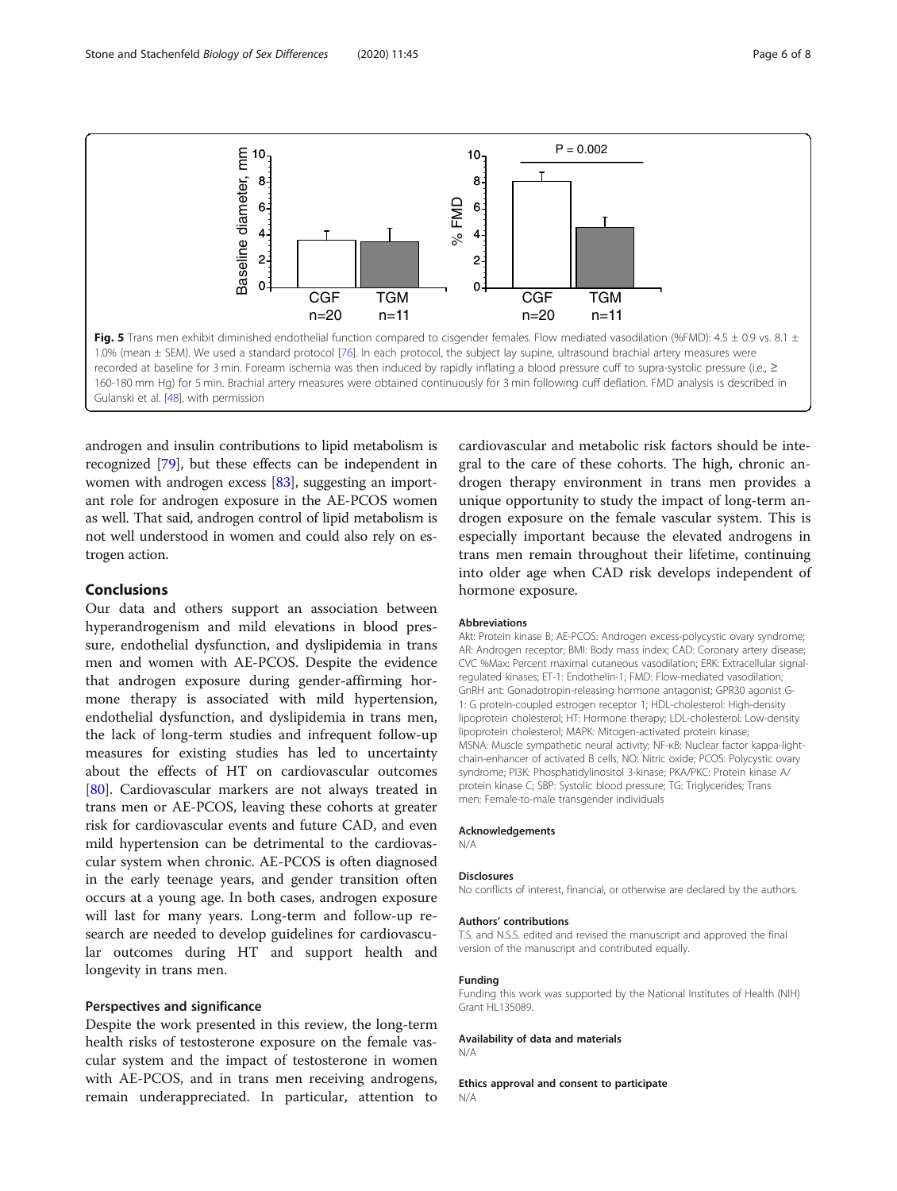**Fig. 5** Trans men exhibit diminished endothelial function compared to cisgender females. Flow mediated vasodilation (%FMD): 4.5 ± 0.9 vs. 8.1 ± 1.0% (mean ± SEM). We used a standard protocol [76]. In each protocol, the subject lay supine, ultrasound brachial artery measures were recorded at baseline for 3 min. Forearm ischemia was then induced by rapidly inflating a blood pressure cuff to supra-systolic pressure (i.e., ≥ 160-180 mm Hg) for 5 min. Brachial artery measures were obtained continuously for 3 min following cuff deflation. FMD analysis is described in Gulanski et al. [48], with permission

androgen and insulin contributions to lipid metabolism is recognized [79], but these effects can be independent in women with androgen excess [83], suggesting an important role for androgen exposure in the AE-PCOS women as well. That said, androgen control of lipid metabolism is not well understood in women and could also rely on estrogen action.

## Conclusions

Our data and others support an association between hyperandrogenism and mild elevations in blood pressure, endothelial dysfunction, and dyslipidemia in trans men and women with AE-PCOS. Despite the evidence that androgen exposure during gender-affirming hormone therapy is associated with mild hypertension, endothelial dysfunction, and dyslipidemia in trans men, the lack of long-term studies and infrequent follow-up measures for existing studies has led to uncertainty about the effects of HT on cardiovascular outcomes [80]. Cardiovascular markers are not always treated in trans men or AE-PCOS, leaving these cohorts at greater risk for cardiovascular events and future CAD, and even mild hypertension can be detrimental to the cardiovascular system when chronic. AE-PCOS is often diagnosed in the early teenage years, and gender transition often occurs at a young age. In both cases, androgen exposure will last for many years. Long-term and follow-up research are needed to develop guidelines for cardiovascular outcomes during HT and support health and longevity in trans men.

### Perspectives and significance

Despite the work presented in this review, the long-term health risks of testosterone exposure on the female vascular system and the impact of testosterone in women with AE-PCOS, and in trans men receiving androgens, remain underappreciated. In particular, attention to cardiovascular and metabolic risk factors should be integral to the care of these cohorts. The high, chronic androgen therapy environment in trans men provides a unique opportunity to study the impact of long-term androgen exposure on the female vascular system. This is especially important because the elevated androgens in trans men remain throughout their lifetime, continuing into older age when CAD risk develops independent of hormone exposure.

#### Abbreviations

Akt: Protein kinase B; AE-PCOS: Androgen excess-polycystic ovary syndrome; AR: Androgen receptor; BMI: Body mass index; CAD: Coronary artery disease; CVC %Max: Percent maximal cutaneous vasodilation; ERK: Extracellular signal-regulated kinases; ET-1: Endothelin-1; FMD: Flow-mediated vasodilation; GnRH ant: Gonadotropin-releasing hormone antagonist; GPR30 agonist G-1: G protein-coupled estrogen receptor 1; HDL-cholesterol: High-density lipoprotein cholesterol; HT: Hormone therapy; LDL-cholesterol: Low-density lipoprotein cholesterol; MAPK: Mitogen-activated protein kinase; MSNA: Muscle sympathetic neural activity; NF-κB: Nuclear factor kappa-light-chain-enhancer of activated B cells; NO: Nitric oxide; PCOS: Polycystic ovary syndrome; PI3K: Phosphatidylinositol 3-kinase; PKA/PKC: Protein kinase A/ protein kinase C; SBP: Systolic blood pressure; TG: Triglycerides; Trans men: Female-to-male transgender individuals

#### Acknowledgements

N/A

#### Disclosures

No conflicts of interest, financial, or otherwise are declared by the authors.

#### Authors' contributions

T.S. and N.S.S. edited and revised the manuscript and approved the final version of the manuscript and contributed equally.

#### Funding

Funding this work was supported by the National Institutes of Health (NIH) Grant HL135089.

#### Availability of data and materials

N/A

#### Ethics approval and consent to participate

N/A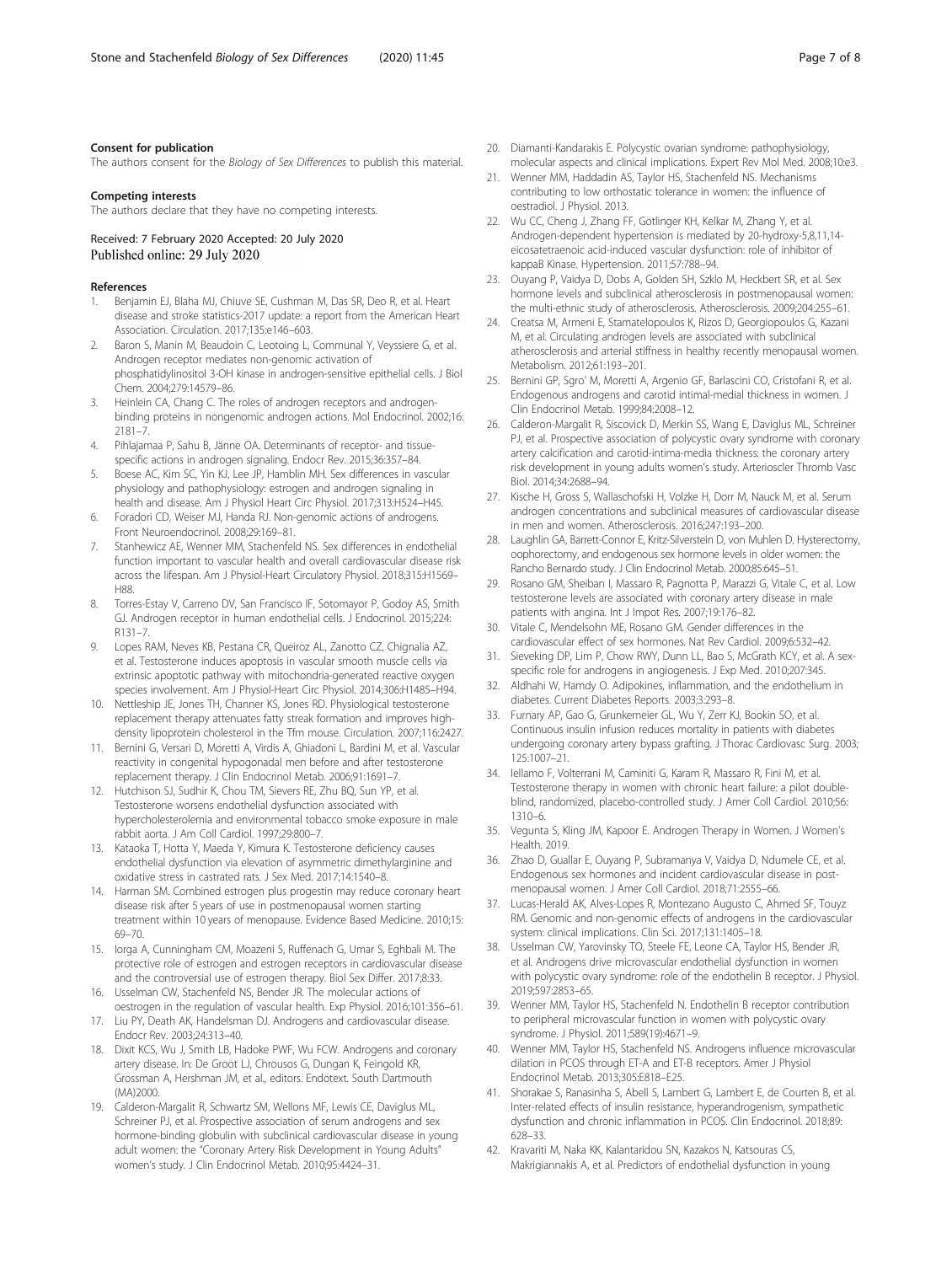#### Consent for publication

The authors consent for the *Biology of Sex Differences* to publish this material.

#### Competing interests

The authors declare that they have no competing interests.

Received: 7 February 2020 Accepted: 20 July 2020
Published online: 29 July 2020

#### References

1. Benjamin EJ, Blaha MJ, Chiuve SE, Cushman M, Das SR, Deo R, et al. Heart disease and stroke statistics-2017 update: a report from the American Heart Association. Circulation. 2017;135:e146–603.
2. Baron S, Manin M, Beaudoin C, Leotoing L, Communal Y, Veyssiere G, et al. Androgen receptor mediates non-genomic activation of phosphatidylinositol 3-OH kinase in androgen-sensitive epithelial cells. J Biol Chem. 2004;279:14579–86.
3. Heinlein CA, Chang C. The roles of androgen receptors and androgen-binding proteins in nongenomic androgen actions. Mol Endocrinol. 2002;16:2181–7.
4. Pihlajamaa P, Sahu B, Jänne OA. Determinants of receptor- and tissue-specific actions in androgen signaling. Endocr Rev. 2015;36:357–84.
5. Boese AC, Kim SC, Yin KJ, Lee JP, Hamblin MH. Sex differences in vascular physiology and pathophysiology: estrogen and androgen signaling in health and disease. Am J Physiol Heart Circ Physiol. 2017;313:H524–H45.
6. Foradori CD, Weiser MJ, Handa RJ. Non-genomic actions of androgens. Front Neuroendocrinol. 2008;29:169–81.
7. Stanhewicz AE, Wenner MM, Stachenfeld NS. Sex differences in endothelial function important to vascular health and overall cardiovascular disease risk across the lifespan. Am J Physiol-Heart Circulatory Physiol. 2018;315:H1569–H88.
8. Torres-Estay V, Carreno DV, San Francisco IF, Sotomayor P, Godoy AS, Smith GJ. Androgen receptor in human endothelial cells. J Endocrinol. 2015;224:R131–7.
9. Lopes RAM, Neves KB, Pestana CR, Queiroz AL, Zanotto CZ, Chignalia AZ, et al. Testosterone induces apoptosis in vascular smooth muscle cells via extrinsic apoptotic pathway with mitochondria-generated reactive oxygen species involvement. Am J Physiol-Heart Circ Physiol. 2014;306:H1485–H94.
10. Nettleship JE, Jones TH, Channer KS, Jones RD. Physiological testosterone replacement therapy attenuates fatty streak formation and improves high-density lipoprotein cholesterol in the Tfm mouse. Circulation. 2007;116:2427.
11. Bernini G, Versari D, Moretti A, Virdis A, Ghiadoni L, Bardini M, et al. Vascular reactivity in congenital hypogonadal men before and after testosterone replacement therapy. J Clin Endocrinol Metab. 2006;91:1691–7.
12. Hutchison SJ, Sudhir K, Chou TM, Sievers RE, Zhu BQ, Sun YP, et al. Testosterone worsens endothelial dysfunction associated with hypercholesterolemia and environmental tobacco smoke exposure in male rabbit aorta. J Am Coll Cardiol. 1997;29:800–7.
13. Kataoka T, Hotta Y, Maeda Y, Kimura K. Testosterone deficiency causes endothelial dysfunction via elevation of asymmetric dimethylarginine and oxidative stress in castrated rats. J Sex Med. 2017;14:1540–8.
14. Harman SM. Combined estrogen plus progestin may reduce coronary heart disease risk after 5 years of use in postmenopausal women starting treatment within 10 years of menopause. Evidence Based Medicine. 2010;15:69–70.
15. Iorga A, Cunningham CM, Moazeni S, Ruffenach G, Umar S, Eghbali M. The protective role of estrogen and estrogen receptors in cardiovascular disease and the controversial use of estrogen therapy. Biol Sex Differ. 2017;8:33.
16. Usselman CW, Stachenfeld NS, Bender JR. The molecular actions of oestrogen in the regulation of vascular health. Exp Physiol. 2016;101:356–61.
17. Liu PY, Death AK, Handelsman DJ. Androgens and cardiovascular disease. Endocr Rev. 2003;24:313–40.
18. Dixit KCS, Wu J, Smith LB, Hadoke PWF, Wu FCW. Androgens and coronary artery disease. In: De Groot LJ, Chrousos G, Dungan K, Feingold KR, Grossman A, Hershman JM, et al., editors. Endotext. South Dartmouth (MA)2000.
19. Calderon-Margalit R, Schwartz SM, Wellons MF, Lewis CE, Daviglus ML, Schreiner PJ, et al. Prospective association of serum androgens and sex hormone-binding globulin with subclinical cardiovascular disease in young adult women: the "Coronary Artery Risk Development in Young Adults" women's study. J Clin Endocrinol Metab. 2010;95:4424–31.
20. Diamanti-Kandarakis E. Polycystic ovarian syndrome: pathophysiology, molecular aspects and clinical implications. Expert Rev Mol Med. 2008;10:e3.
21. Wenner MM, Haddadin AS, Taylor HS, Stachenfeld NS. Mechanisms contributing to low orthostatic tolerance in women: the influence of oestradiol. J Physiol. 2013.
22. Wu CC, Cheng J, Zhang FF, Gotlinger KH, Kelkar M, Zhang Y, et al. Androgen-dependent hypertension is mediated by 20-hydroxy-5,8,11,14-eicosatetraenoic acid-induced vascular dysfunction: role of inhibitor of kappaB Kinase. Hypertension. 2011;57:788–94.
23. Ouyang P, Vaidya D, Dobs A, Golden SH, Szklo M, Heckbert SR, et al. Sex hormone levels and subclinical atherosclerosis in postmenopausal women: the multi-ethnic study of atherosclerosis. Atherosclerosis. 2009;204:255–61.
24. Creatsa M, Armeni E, Stamatelopoulos K, Rizos D, Georgiopoulos G, Kazani M, et al. Circulating androgen levels are associated with subclinical atherosclerosis and arterial stiffness in healthy recently menopausal women. Metabolism. 2012;61:193–201.
25. Bernini GP, Sgro' M, Moretti A, Argenio GF, Barlascini CO, Cristofani R, et al. Endogenous androgens and carotid intimal-medial thickness in women. J Clin Endocrinol Metab. 1999;84:2008–12.
26. Calderon-Margalit R, Siscovick D, Merkin SS, Wang E, Daviglus ML, Schreiner PJ, et al. Prospective association of polycystic ovary syndrome with coronary artery calcification and carotid-intima-media thickness: the coronary artery risk development in young adults women's study. Arterioscler Thromb Vasc Biol. 2014;34:2688–94.
27. Kische H, Gross S, Wallaschofski H, Volzke H, Dorr M, Nauck M, et al. Serum androgen concentrations and subclinical measures of cardiovascular disease in men and women. Atherosclerosis. 2016;247:193–200.
28. Laughlin GA, Barrett-Connor E, Kritz-Silverstein D, von Muhlen D. Hysterectomy, oophorectomy, and endogenous sex hormone levels in older women: the Rancho Bernardo study. J Clin Endocrinol Metab. 2000;85:645–51.
29. Rosano GM, Sheiban I, Massaro R, Pagnotta P, Marazzi G, Vitale C, et al. Low testosterone levels are associated with coronary artery disease in male patients with angina. Int J Impot Res. 2007;19:176–82.
30. Vitale C, Mendelsohn ME, Rosano GM. Gender differences in the cardiovascular effect of sex hormones. Nat Rev Cardiol. 2009;6:532–42.
31. Sieveking DP, Lim P, Chow RWY, Dunn LL, Bao S, McGrath KCY, et al. A sex-specific role for androgens in angiogenesis. J Exp Med. 2010;207:345.
32. Aldhahi W, Hamdy O. Adipokines, inflammation, and the endothelium in diabetes. Current Diabetes Reports. 2003;3:293–8.
33. Furnary AP, Gao G, Grunkemeier GL, Wu Y, Zerr KJ, Bookin SO, et al. Continuous insulin infusion reduces mortality in patients with diabetes undergoing coronary artery bypass grafting. J Thorac Cardiovasc Surg. 2003;125:1007–21.
34. Iellamo F, Volterrani M, Caminiti G, Karam R, Massaro R, Fini M, et al. Testosterone therapy in women with chronic heart failure: a pilot double-blind, randomized, placebo-controlled study. J Amer Coll Cardiol. 2010;56:1310–6.
35. Vegunta S, Kling JM, Kapoor E. Androgen Therapy in Women. J Women's Health. 2019.
36. Zhao D, Guallar E, Ouyang P, Subramanya V, Vaidya D, Ndumele CE, et al. Endogenous sex hormones and incident cardiovascular disease in post-menopausal women. J Amer Coll Cardiol. 2018;71:2555–66.
37. Lucas-Herald AK, Alves-Lopes R, Montezano Augusto C, Ahmed SF, Touyz RM. Genomic and non-genomic effects of androgens in the cardiovascular system: clinical implications. Clin Sci. 2017;131:1405–18.
38. Usselman CW, Yarovinsky TO, Steele FE, Leone CA, Taylor HS, Bender JR, et al. Androgens drive microvascular endothelial dysfunction in women with polycystic ovary syndrome: role of the endothelin B receptor. J Physiol. 2019;597:2853–65.
39. Wenner MM, Taylor HS, Stachenfeld N. Endothelin B receptor contribution to peripheral microvascular function in women with polycystic ovary syndrome. J Physiol. 2011;589(19):4671–9.
40. Wenner MM, Taylor HS, Stachenfeld NS. Androgens influence microvascular dilation in PCOS through ET-A and ET-B receptors. Amer J Physiol Endocrinol Metab. 2013;305:E818–E25.
41. Shorakae S, Ranasinha S, Abell S, Lambert G, Lambert E, de Courten B, et al. Inter-related effects of insulin resistance, hyperandrogenism, sympathetic dysfunction and chronic inflammation in PCOS. Clin Endocrinol. 2018;89:628–33.
42. Kravariti M, Naka KK, Kalantaridou SN, Kazakos N, Katsouras CS, Makrigiannakis A, et al. Predictors of endothelial dysfunction in young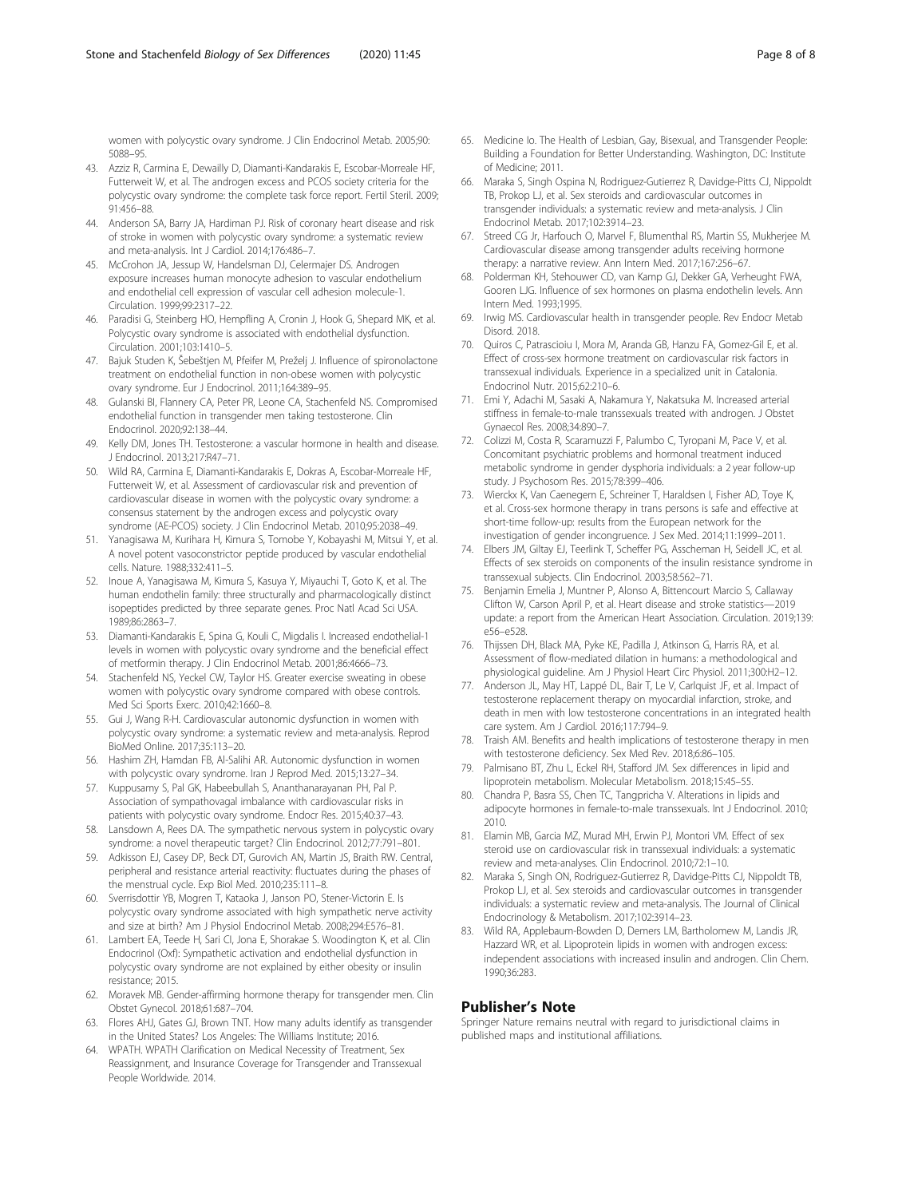women with polycystic ovary syndrome. J Clin Endocrinol Metab. 2005;90: 5088–95.

43. Azziz R, Carmina E, Dewailly D, Diamanti-Kandarakis E, Escobar-Morreale HF, Futterweit W, et al. The androgen excess and PCOS society criteria for the polycystic ovary syndrome: the complete task force report. Fertil Steril. 2009; 91:456–88.
44. Anderson SA, Barry JA, Hardiman PJ. Risk of coronary heart disease and risk of stroke in women with polycystic ovary syndrome: a systematic review and meta-analysis. Int J Cardiol. 2014;176:486–7.
45. McCrohon JA, Jessup W, Handelsman DJ, Celermajer DS. Androgen exposure increases human monocyte adhesion to vascular endothelium and endothelial cell expression of vascular cell adhesion molecule-1. Circulation. 1999;99:2317–22.
46. Paradisi G, Steinberg HO, Hempfling A, Cronin J, Hook G, Shepard MK, et al. Polycystic ovary syndrome is associated with endothelial dysfunction. Circulation. 2001;103:1410–5.
47. Bajuk Studen K, Šebeštjen M, Pfeifer M, Preželj J. Influence of spironolactone treatment on endothelial function in non-obese women with polycystic ovary syndrome. Eur J Endocrinol. 2011;164:389–95.
48. Gulanski BI, Flannery CA, Peter PR, Leone CA, Stachenfeld NS. Compromised endothelial function in transgender men taking testosterone. Clin Endocrinol. 2020;92:138–44.
49. Kelly DM, Jones TH. Testosterone: a vascular hormone in health and disease. J Endocrinol. 2013;217:R47–71.
50. Wild RA, Carmina E, Diamanti-Kandarakis E, Dokras A, Escobar-Morreale HF, Futterweit W, et al. Assessment of cardiovascular risk and prevention of cardiovascular disease in women with the polycystic ovary syndrome: a consensus statement by the androgen excess and polycystic ovary syndrome (AE-PCOS) society. J Clin Endocrinol Metab. 2010;95:2038–49.
51. Yanagisawa M, Kurihara H, Kimura S, Tomobe Y, Kobayashi M, Mitsui Y, et al. A novel potent vasoconstrictor peptide produced by vascular endothelial cells. Nature. 1988;332:411–5.
52. Inoue A, Yanagisawa M, Kimura S, Kasuya Y, Miyauchi T, Goto K, et al. The human endothelin family: three structurally and pharmacologically distinct isopeptides predicted by three separate genes. Proc Natl Acad Sci USA. 1989;86:2863–7.
53. Diamanti-Kandarakis E, Spina G, Kouli C, Migdalis I. Increased endothelial-1 levels in women with polycystic ovary syndrome and the beneficial effect of metformin therapy. J Clin Endocrinol Metab. 2001;86:4666–73.
54. Stachenfeld NS, Yeckel CW, Taylor HS. Greater exercise sweating in obese women with polycystic ovary syndrome compared with obese controls. Med Sci Sports Exerc. 2010;42:1660–8.
55. Gui J, Wang R-H. Cardiovascular autonomic dysfunction in women with polycystic ovary syndrome: a systematic review and meta-analysis. Reprod BioMed Online. 2017;35:113–20.
56. Hashim ZH, Hamdan FB, Al-Salihi AR. Autonomic dysfunction in women with polycystic ovary syndrome. Iran J Reprod Med. 2015;13:27–34.
57. Kuppusamy S, Pal GK, Habeebullah S, Ananthanarayanan PH, Pal P. Association of sympathovagal imbalance with cardiovascular risks in patients with polycystic ovary syndrome. Endocr Res. 2015;40:37–43.
58. Lansdown A, Rees DA. The sympathetic nervous system in polycystic ovary syndrome: a novel therapeutic target? Clin Endocrinol. 2012;77:791–801.
59. Adkisson EJ, Casey DP, Beck DT, Gurovich AN, Martin JS, Braith RW. Central, peripheral and resistance arterial reactivity: fluctuates during the phases of the menstrual cycle. Exp Biol Med. 2010;235:111–8.
60. Sverrisdottir YB, Mogren T, Kataoka J, Janson PO, Stener-Victorin E. Is polycystic ovary syndrome associated with high sympathetic nerve activity and size at birth? Am J Physiol Endocrinol Metab. 2008;294:E576–81.
61. Lambert EA, Teede H, Sari CI, Jona E, Shorakae S. Woodington K, et al. Clin Endocrinol (Oxf): Sympathetic activation and endothelial dysfunction in polycystic ovary syndrome are not explained by either obesity or insulin resistance; 2015.
62. Moravek MB. Gender-affirming hormone therapy for transgender men. Clin Obstet Gynecol. 2018;61:687–704.
63. Flores AHJ, Gates GJ, Brown TNT. How many adults identify as transgender in the United States? Los Angeles: The Williams Institute; 2016.
64. WPATH. WPATH Clarification on Medical Necessity of Treatment, Sex Reassignment, and Insurance Coverage for Transgender and Transsexual People Worldwide. 2014.
65. Medicine Io. The Health of Lesbian, Gay, Bisexual, and Transgender People: Building a Foundation for Better Understanding. Washington, DC: Institute of Medicine; 2011.
66. Maraka S, Singh Ospina N, Rodriguez-Gutierrez R, Davidge-Pitts CJ, Nippoldt TB, Prokop LJ, et al. Sex steroids and cardiovascular outcomes in transgender individuals: a systematic review and meta-analysis. J Clin Endocrinol Metab. 2017;102:3914–23.
67. Streed CG Jr, Harfouch O, Marvel F, Blumenthal RS, Martin SS, Mukherjee M. Cardiovascular disease among transgender adults receiving hormone therapy: a narrative review. Ann Intern Med. 2017;167:256–67.
68. Polderman KH, Stehouwer CD, van Kamp GJ, Dekker GA, Verheught FWA, Gooren LJG. Influence of sex hormones on plasma endothelin levels. Ann Intern Med. 1993;1995.
69. Irwig MS. Cardiovascular health in transgender people. Rev Endocr Metab Disord. 2018.
70. Quiros C, Patrascioiu I, Mora M, Aranda GB, Hanzu FA, Gomez-Gil E, et al. Effect of cross-sex hormone treatment on cardiovascular risk factors in transsexual individuals. Experience in a specialized unit in Catalonia. Endocrinol Nutr. 2015;62:210–6.
71. Emi Y, Adachi M, Sasaki A, Nakamura Y, Nakatsuka M. Increased arterial stiffness in female-to-male transsexuals treated with androgen. J Obstet Gynaecol Res. 2008;34:890–7.
72. Colizzi M, Costa R, Scaramuzzi F, Palumbo C, Tyropani M, Pace V, et al. Concomitant psychiatric problems and hormonal treatment induced metabolic syndrome in gender dysphoria individuals: a 2 year follow-up study. J Psychosom Res. 2015;78:399–406.
73. Wierckx K, Van Caenegem E, Schreiner T, Haraldsen I, Fisher AD, Toye K, et al. Cross-sex hormone therapy in trans persons is safe and effective at short-time follow-up: results from the European network for the investigation of gender incongruence. J Sex Med. 2014;11:1999–2011.
74. Elbers JM, Giltay EJ, Teerlink T, Scheffer PG, Asscheman H, Seidell JC, et al. Effects of sex steroids on components of the insulin resistance syndrome in transsexual subjects. Clin Endocrinol. 2003;58:562–71.
75. Benjamin Emelia J, Muntner P, Alonso A, Bittencourt Marcio S, Callaway Clifton W, Carson April P, et al. Heart disease and stroke statistics—2019 update: a report from the American Heart Association. Circulation. 2019;139: e56–e528.
76. Thijssen DH, Black MA, Pyke KE, Padilla J, Atkinson G, Harris RA, et al. Assessment of flow-mediated dilation in humans: a methodological and physiological guideline. Am J Physiol Heart Circ Physiol. 2011;300:H2–12.
77. Anderson JL, May HT, Lappé DL, Bair T, Le V, Carlquist JF, et al. Impact of testosterone replacement therapy on myocardial infarction, stroke, and death in men with low testosterone concentrations in an integrated health care system. Am J Cardiol. 2016;117:794–9.
78. Traish AM. Benefits and health implications of testosterone therapy in men with testosterone deficiency. Sex Med Rev. 2018;6:86–105.
79. Palmisano BT, Zhu L, Eckel RH, Stafford JM. Sex differences in lipid and lipoprotein metabolism. Molecular Metabolism. 2018;15:45–55.
80. Chandra P, Basra SS, Chen TC, Tangpricha V. Alterations in lipids and adipocyte hormones in female-to-male transsexuals. Int J Endocrinol. 2010; 2010.
81. Elamin MB, Garcia MZ, Murad MH, Erwin PJ, Montori VM. Effect of sex steroid use on cardiovascular risk in transsexual individuals: a systematic review and meta-analyses. Clin Endocrinol. 2010;72:1–10.
82. Maraka S, Singh ON, Rodriguez-Gutierrez R, Davidge-Pitts CJ, Nippoldt TB, Prokop LJ, et al. Sex steroids and cardiovascular outcomes in transgender individuals: a systematic review and meta-analysis. The Journal of Clinical Endocrinology & Metabolism. 2017;102:3914–23.
83. Wild RA, Applebaum-Bowden D, Demers LM, Bartholomew M, Landis JR, Hazzard WR, et al. Lipoprotein lipids in women with androgen excess: independent associations with increased insulin and androgen. Clin Chem. 1990;36:283.

## Publisher's Note

Springer Nature remains neutral with regard to jurisdictional claims in published maps and institutional affiliations.